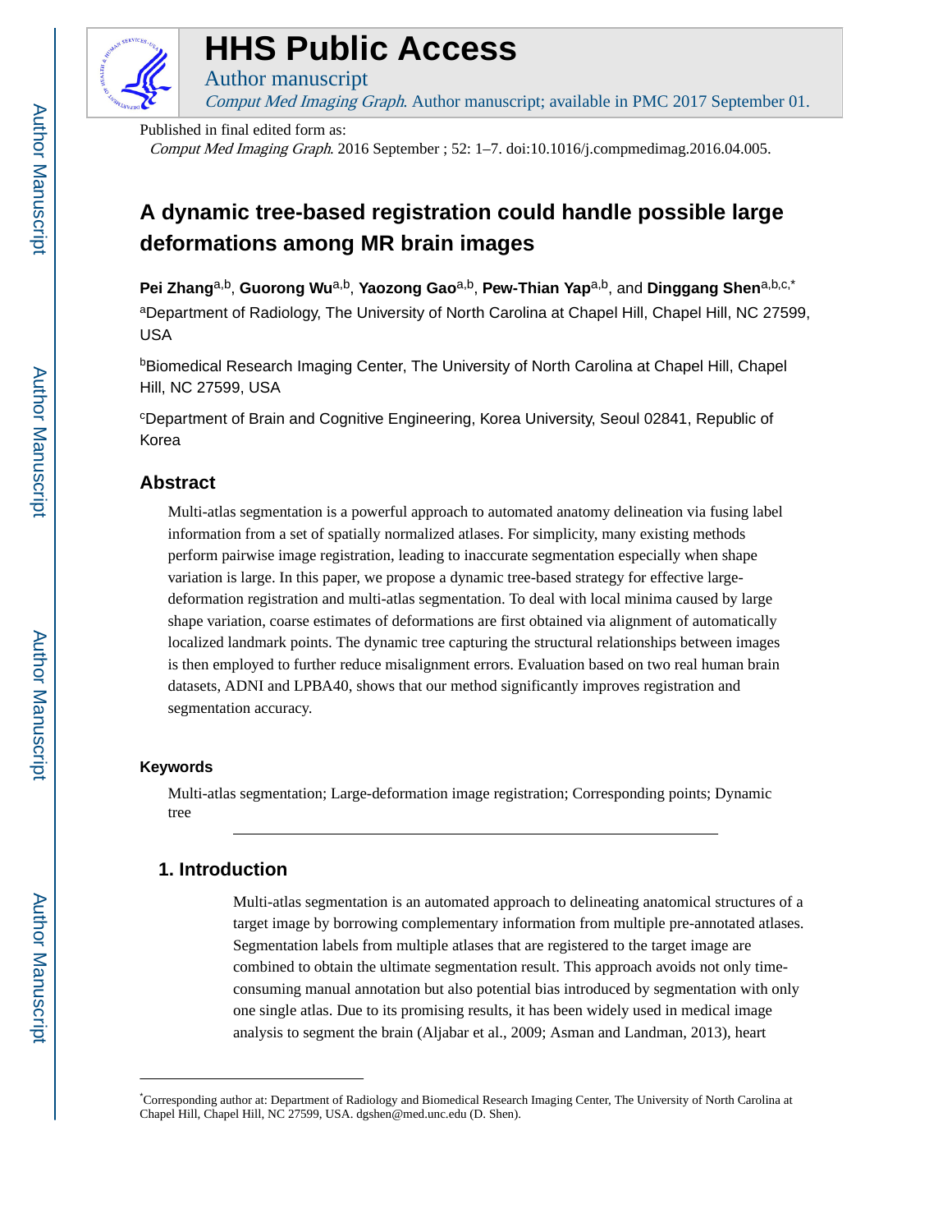# HHS Public Access

Author manuscript

*Comput Med Imaging Graph*. Author manuscript; available in PMC 2017 September 01.

Published in final edited form as:

*Comput Med Imaging Graph*. 2016 September ; 52: 1–7. doi:10.1016/j.compmedimag.2016.04.005.

# A dynamic tree-based registration could handle possible large deformations among MR brain images

**Pei Zhang**[a,b], **Guorong Wu**[a,b], **Yaozong Gao**[a,b], **Pew-Thian Yap**[a,b], and **Dinggang Shen**[a,b,c,*]

[a]Department of Radiology, The University of North Carolina at Chapel Hill, Chapel Hill, NC 27599, USA

[b]Biomedical Research Imaging Center, The University of North Carolina at Chapel Hill, Chapel Hill, NC 27599, USA

[c]Department of Brain and Cognitive Engineering, Korea University, Seoul 02841, Republic of Korea

## Abstract

Multi-atlas segmentation is a powerful approach to automated anatomy delineation via fusing label information from a set of spatially normalized atlases. For simplicity, many existing methods perform pairwise image registration, leading to inaccurate segmentation especially when shape variation is large. In this paper, we propose a dynamic tree-based strategy for effective large-deformation registration and multi-atlas segmentation. To deal with local minima caused by large shape variation, coarse estimates of deformations are first obtained via alignment of automatically localized landmark points. The dynamic tree capturing the structural relationships between images is then employed to further reduce misalignment errors. Evaluation based on two real human brain datasets, ADNI and LPBA40, shows that our method significantly improves registration and segmentation accuracy.

### Keywords

Multi-atlas segmentation; Large-deformation image registration; Corresponding points; Dynamic tree

## 1. Introduction

Multi-atlas segmentation is an automated approach to delineating anatomical structures of a target image by borrowing complementary information from multiple pre-annotated atlases. Segmentation labels from multiple atlases that are registered to the target image are combined to obtain the ultimate segmentation result. This approach avoids not only time-consuming manual annotation but also potential bias introduced by segmentation with only one single atlas. Due to its promising results, it has been widely used in medical image analysis to segment the brain (Aljabar et al., 2009; Asman and Landman, 2013), heart

*Corresponding author at: Department of Radiology and Biomedical Research Imaging Center, The University of North Carolina at Chapel Hill, Chapel Hill, NC 27599, USA. dgshen@med.unc.edu (D. Shen).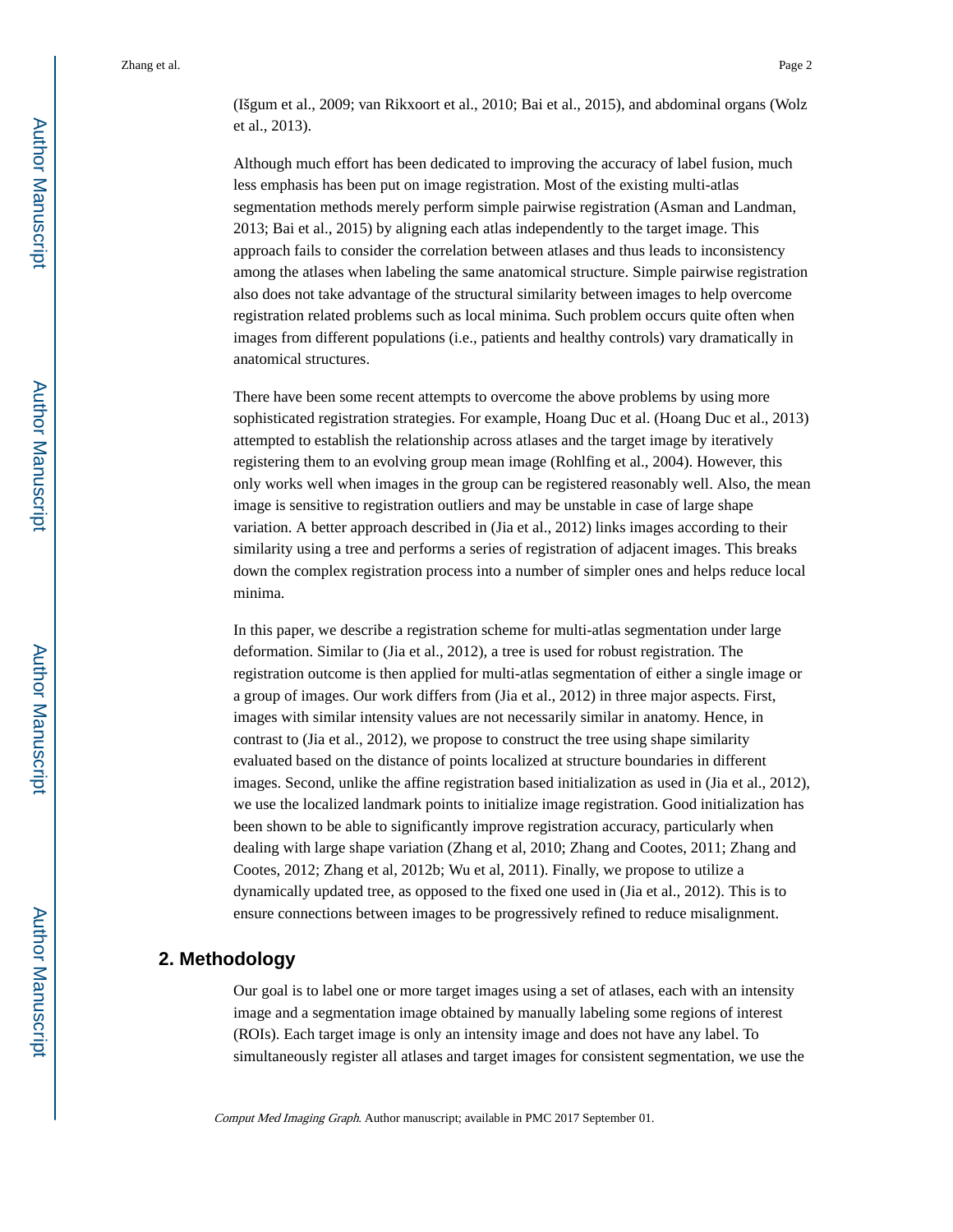(Išgum et al., 2009; van Rikxoort et al., 2010; Bai et al., 2015), and abdominal organs (Wolz et al., 2013).

Although much effort has been dedicated to improving the accuracy of label fusion, much less emphasis has been put on image registration. Most of the existing multi-atlas segmentation methods merely perform simple pairwise registration (Asman and Landman, 2013; Bai et al., 2015) by aligning each atlas independently to the target image. This approach fails to consider the correlation between atlases and thus leads to inconsistency among the atlases when labeling the same anatomical structure. Simple pairwise registration also does not take advantage of the structural similarity between images to help overcome registration related problems such as local minima. Such problem occurs quite often when images from different populations (i.e., patients and healthy controls) vary dramatically in anatomical structures.

There have been some recent attempts to overcome the above problems by using more sophisticated registration strategies. For example, Hoang Duc et al. (Hoang Duc et al., 2013) attempted to establish the relationship across atlases and the target image by iteratively registering them to an evolving group mean image (Rohlfing et al., 2004). However, this only works well when images in the group can be registered reasonably well. Also, the mean image is sensitive to registration outliers and may be unstable in case of large shape variation. A better approach described in (Jia et al., 2012) links images according to their similarity using a tree and performs a series of registration of adjacent images. This breaks down the complex registration process into a number of simpler ones and helps reduce local minima.

In this paper, we describe a registration scheme for multi-atlas segmentation under large deformation. Similar to (Jia et al., 2012), a tree is used for robust registration. The registration outcome is then applied for multi-atlas segmentation of either a single image or a group of images. Our work differs from (Jia et al., 2012) in three major aspects. First, images with similar intensity values are not necessarily similar in anatomy. Hence, in contrast to (Jia et al., 2012), we propose to construct the tree using shape similarity evaluated based on the distance of points localized at structure boundaries in different images. Second, unlike the affine registration based initialization as used in (Jia et al., 2012), we use the localized landmark points to initialize image registration. Good initialization has been shown to be able to significantly improve registration accuracy, particularly when dealing with large shape variation (Zhang et al, 2010; Zhang and Cootes, 2011; Zhang and Cootes, 2012; Zhang et al, 2012b; Wu et al, 2011). Finally, we propose to utilize a dynamically updated tree, as opposed to the fixed one used in (Jia et al., 2012). This is to ensure connections between images to be progressively refined to reduce misalignment.

## 2. Methodology

Our goal is to label one or more target images using a set of atlases, each with an intensity image and a segmentation image obtained by manually labeling some regions of interest (ROIs). Each target image is only an intensity image and does not have any label. To simultaneously register all atlases and target images for consistent segmentation, we use the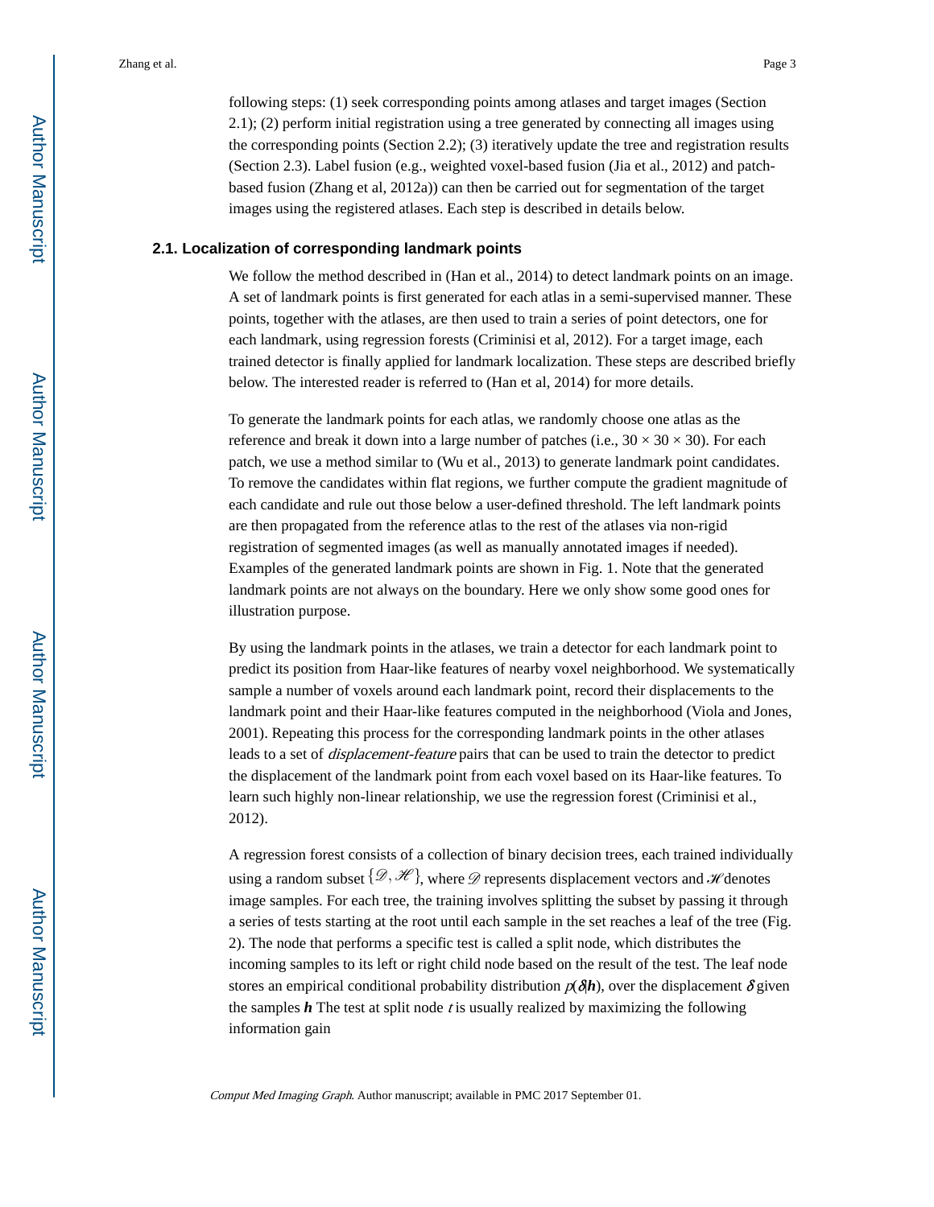following steps: (1) seek corresponding points among atlases and target images (Section 2.1); (2) perform initial registration using a tree generated by connecting all images using the corresponding points (Section 2.2); (3) iteratively update the tree and registration results (Section 2.3). Label fusion (e.g., weighted voxel-based fusion (Jia et al., 2012) and patch-based fusion (Zhang et al, 2012a)) can then be carried out for segmentation of the target images using the registered atlases. Each step is described in details below.

### 2.1. Localization of corresponding landmark points

We follow the method described in (Han et al., 2014) to detect landmark points on an image. A set of landmark points is first generated for each atlas in a semi-supervised manner. These points, together with the atlases, are then used to train a series of point detectors, one for each landmark, using regression forests (Criminisi et al, 2012). For a target image, each trained detector is finally applied for landmark localization. These steps are described briefly below. The interested reader is referred to (Han et al, 2014) for more details.

To generate the landmark points for each atlas, we randomly choose one atlas as the reference and break it down into a large number of patches (i.e., $30 \times 30 \times 30$). For each patch, we use a method similar to (Wu et al., 2013) to generate landmark point candidates. To remove the candidates within flat regions, we further compute the gradient magnitude of each candidate and rule out those below a user-defined threshold. The left landmark points are then propagated from the reference atlas to the rest of the atlases via non-rigid registration of segmented images (as well as manually annotated images if needed). Examples of the generated landmark points are shown in Fig. 1. Note that the generated landmark points are not always on the boundary. Here we only show some good ones for illustration purpose.

By using the landmark points in the atlases, we train a detector for each landmark point to predict its position from Haar-like features of nearby voxel neighborhood. We systematically sample a number of voxels around each landmark point, record their displacements to the landmark point and their Haar-like features computed in the neighborhood (Viola and Jones, 2001). Repeating this process for the corresponding landmark points in the other atlases leads to a set of *displacement-feature* pairs that can be used to train the detector to predict the displacement of the landmark point from each voxel based on its Haar-like features. To learn such highly non-linear relationship, we use the regression forest (Criminisi et al., 2012).

A regression forest consists of a collection of binary decision trees, each trained individually using a random subset $\{\mathscr{D}, \mathscr{H}\}$, where $\mathscr{D}$ represents displacement vectors and $\mathscr{H}$ denotes image samples. For each tree, the training involves splitting the subset by passing it through a series of tests starting at the root until each sample in the set reaches a leaf of the tree (Fig. 2). The node that performs a specific test is called a split node, which distributes the incoming samples to its left or right child node based on the result of the test. The leaf node stores an empirical conditional probability distribution $p(\delta|\boldsymbol{h})$, over the displacement $\delta$ given the samples $\boldsymbol{h}$ The test at split node $t$ is usually realized by maximizing the following information gain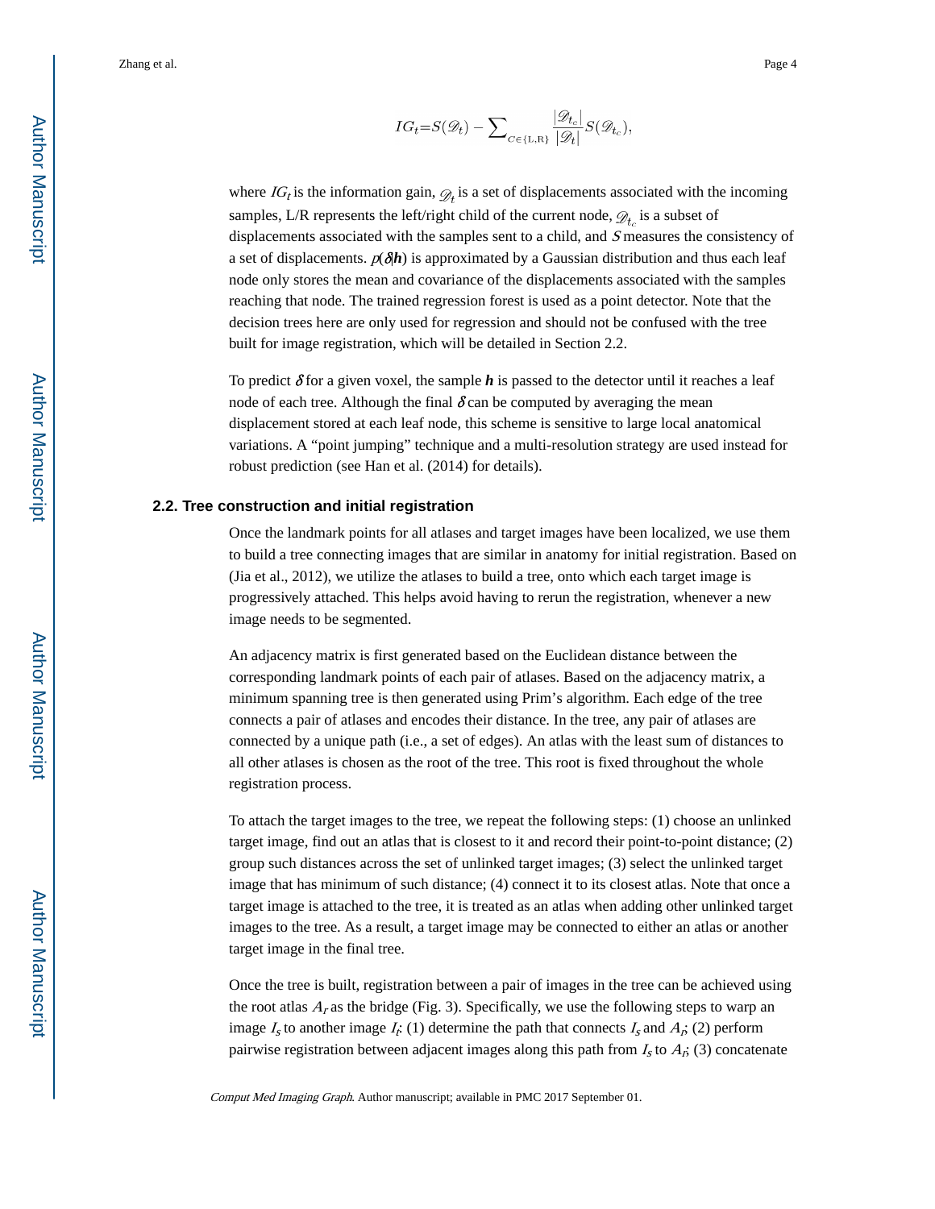$$IG_t = S(\mathscr{D}_t) - \sum_{C \in \{\mathrm{L,R}\}} \frac{|\mathscr{D}_{t_c}|}{|\mathscr{D}_t|} S(\mathscr{D}_{t_c}),$$

where $IG_t$ is the information gain, $\mathscr{D}_t$ is a set of displacements associated with the incoming samples, L/R represents the left/right child of the current node, $\mathscr{D}_{t_c}$ is a subset of displacements associated with the samples sent to a child, and $S$ measures the consistency of a set of displacements. $p(\delta|\boldsymbol{h})$ is approximated by a Gaussian distribution and thus each leaf node only stores the mean and covariance of the displacements associated with the samples reaching that node. The trained regression forest is used as a point detector. Note that the decision trees here are only used for regression and should not be confused with the tree built for image registration, which will be detailed in Section 2.2.

To predict $\delta$ for a given voxel, the sample $\boldsymbol{h}$ is passed to the detector until it reaches a leaf node of each tree. Although the final $\delta$ can be computed by averaging the mean displacement stored at each leaf node, this scheme is sensitive to large local anatomical variations. A "point jumping" technique and a multi-resolution strategy are used instead for robust prediction (see Han et al. (2014) for details).

### 2.2. Tree construction and initial registration

Once the landmark points for all atlases and target images have been localized, we use them to build a tree connecting images that are similar in anatomy for initial registration. Based on (Jia et al., 2012), we utilize the atlases to build a tree, onto which each target image is progressively attached. This helps avoid having to rerun the registration, whenever a new image needs to be segmented.

An adjacency matrix is first generated based on the Euclidean distance between the corresponding landmark points of each pair of atlases. Based on the adjacency matrix, a minimum spanning tree is then generated using Prim's algorithm. Each edge of the tree connects a pair of atlases and encodes their distance. In the tree, any pair of atlases are connected by a unique path (i.e., a set of edges). An atlas with the least sum of distances to all other atlases is chosen as the root of the tree. This root is fixed throughout the whole registration process.

To attach the target images to the tree, we repeat the following steps: (1) choose an unlinked target image, find out an atlas that is closest to it and record their point-to-point distance; (2) group such distances across the set of unlinked target images; (3) select the unlinked target image that has minimum of such distance; (4) connect it to its closest atlas. Note that once a target image is attached to the tree, it is treated as an atlas when adding other unlinked target images to the tree. As a result, a target image may be connected to either an atlas or another target image in the final tree.

Once the tree is built, registration between a pair of images in the tree can be achieved using the root atlas $A_r$ as the bridge (Fig. 3). Specifically, we use the following steps to warp an image $I_s$ to another image $I_t$: (1) determine the path that connects $I_s$ and $A_r$; (2) perform pairwise registration between adjacent images along this path from $I_s$ to $A_r$; (3) concatenate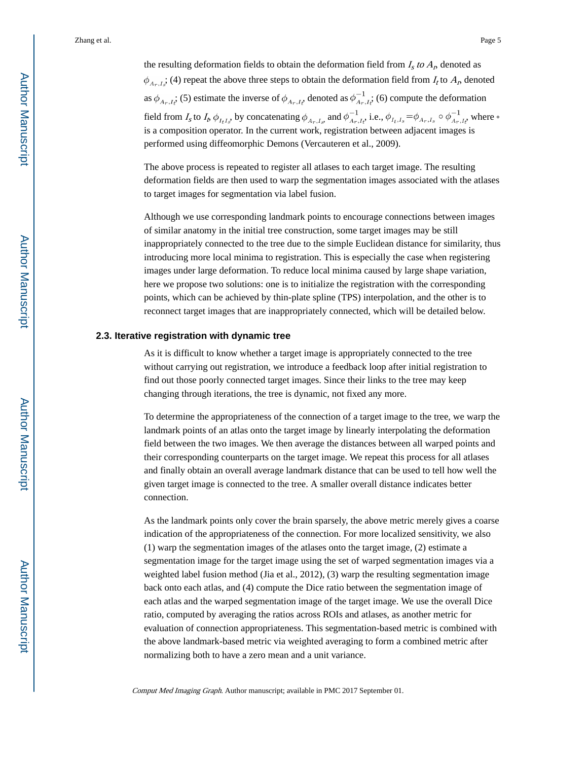the resulting deformation fields to obtain the deformation field from $I_s$ *to* $A_r$, denoted as $\phi_{A_r,I_s}$; (4) repeat the above three steps to obtain the deformation field from $I_t$ to $A_r$, denoted as $\phi_{A_r,I_t}$; (5) estimate the inverse of $\phi_{A_r,I_t}$, denoted as $\phi^{-1}_{A_r,I_t}$; (6) compute the deformation field from $I_s$ to $I_t$, $\phi_{I_t I_s}$, by concatenating $\phi_{A_r,I_s}$, and $\phi^{-1}_{A_r,I_t}$, i.e., $\phi_{I_t,I_s} = \phi_{A_r,I_s} \circ \phi^{-1}_{A_r,I_t}$, where $\circ$ is a composition operator. In the current work, registration between adjacent images is performed using diffeomorphic Demons (Vercauteren et al., 2009).

The above process is repeated to register all atlases to each target image. The resulting deformation fields are then used to warp the segmentation images associated with the atlases to target images for segmentation via label fusion.

Although we use corresponding landmark points to encourage connections between images of similar anatomy in the initial tree construction, some target images may be still inappropriately connected to the tree due to the simple Euclidean distance for similarity, thus introducing more local minima to registration. This is especially the case when registering images under large deformation. To reduce local minima caused by large shape variation, here we propose two solutions: one is to initialize the registration with the corresponding points, which can be achieved by thin-plate spline (TPS) interpolation, and the other is to reconnect target images that are inappropriately connected, which will be detailed below.

### 2.3. Iterative registration with dynamic tree

As it is difficult to know whether a target image is appropriately connected to the tree without carrying out registration, we introduce a feedback loop after initial registration to find out those poorly connected target images. Since their links to the tree may keep changing through iterations, the tree is dynamic, not fixed any more.

To determine the appropriateness of the connection of a target image to the tree, we warp the landmark points of an atlas onto the target image by linearly interpolating the deformation field between the two images. We then average the distances between all warped points and their corresponding counterparts on the target image. We repeat this process for all atlases and finally obtain an overall average landmark distance that can be used to tell how well the given target image is connected to the tree. A smaller overall distance indicates better connection.

As the landmark points only cover the brain sparsely, the above metric merely gives a coarse indication of the appropriateness of the connection. For more localized sensitivity, we also (1) warp the segmentation images of the atlases onto the target image, (2) estimate a segmentation image for the target image using the set of warped segmentation images via a weighted label fusion method (Jia et al., 2012), (3) warp the resulting segmentation image back onto each atlas, and (4) compute the Dice ratio between the segmentation image of each atlas and the warped segmentation image of the target image. We use the overall Dice ratio, computed by averaging the ratios across ROIs and atlases, as another metric for evaluation of connection appropriateness. This segmentation-based metric is combined with the above landmark-based metric via weighted averaging to form a combined metric after normalizing both to have a zero mean and a unit variance.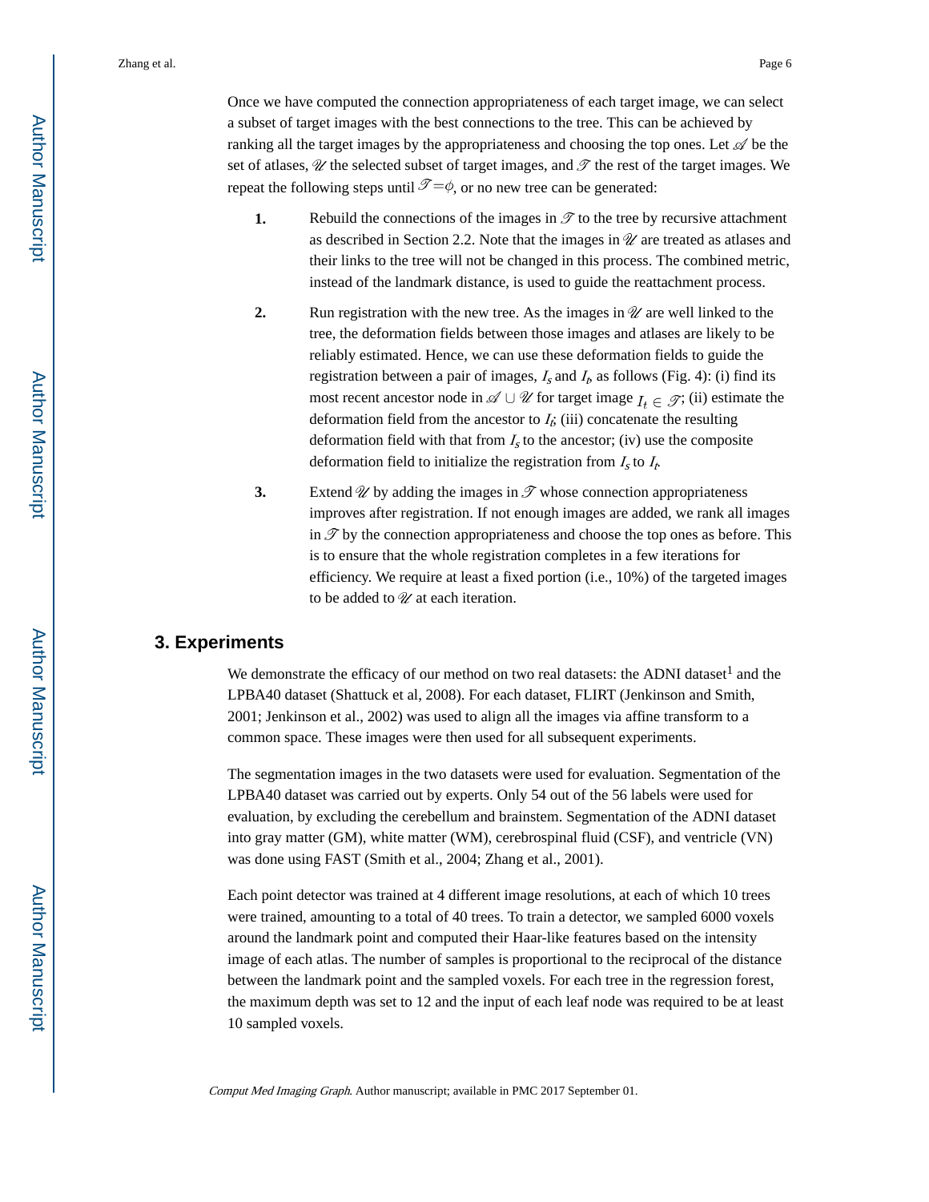Once we have computed the connection appropriateness of each target image, we can select a subset of target images with the best connections to the tree. This can be achieved by ranking all the target images by the appropriateness and choosing the top ones. Let $\mathscr{A}$ be the set of atlases, $\mathscr{U}$ the selected subset of target images, and $\mathscr{T}$ the rest of the target images. We repeat the following steps until $\mathscr{T} = \phi$, or no new tree can be generated:

1. Rebuild the connections of the images in $\mathscr{T}$ to the tree by recursive attachment as described in Section 2.2. Note that the images in $\mathscr{U}$ are treated as atlases and their links to the tree will not be changed in this process. The combined metric, instead of the landmark distance, is used to guide the reattachment process.

2. Run registration with the new tree. As the images in $\mathscr{U}$ are well linked to the tree, the deformation fields between those images and atlases are likely to be reliably estimated. Hence, we can use these deformation fields to guide the registration between a pair of images, $I_s$ and $I_t$, as follows (Fig. 4): (i) find its most recent ancestor node in $\mathscr{A} \cup \mathscr{U}$ for target image $I_t \in \mathscr{T}$; (ii) estimate the deformation field from the ancestor to $I_t$; (iii) concatenate the resulting deformation field with that from $I_s$ to the ancestor; (iv) use the composite deformation field to initialize the registration from $I_s$ to $I_t$.

3. Extend $\mathscr{U}$ by adding the images in $\mathscr{T}$ whose connection appropriateness improves after registration. If not enough images are added, we rank all images in $\mathscr{T}$ by the connection appropriateness and choose the top ones as before. This is to ensure that the whole registration completes in a few iterations for efficiency. We require at least a fixed portion (i.e., 10%) of the targeted images to be added to $\mathscr{U}$ at each iteration.

## 3. Experiments

We demonstrate the efficacy of our method on two real datasets: the ADNI dataset[1] and the LPBA40 dataset (Shattuck et al, 2008). For each dataset, FLIRT (Jenkinson and Smith, 2001; Jenkinson et al., 2002) was used to align all the images via affine transform to a common space. These images were then used for all subsequent experiments.

The segmentation images in the two datasets were used for evaluation. Segmentation of the LPBA40 dataset was carried out by experts. Only 54 out of the 56 labels were used for evaluation, by excluding the cerebellum and brainstem. Segmentation of the ADNI dataset into gray matter (GM), white matter (WM), cerebrospinal fluid (CSF), and ventricle (VN) was done using FAST (Smith et al., 2004; Zhang et al., 2001).

Each point detector was trained at 4 different image resolutions, at each of which 10 trees were trained, amounting to a total of 40 trees. To train a detector, we sampled 6000 voxels around the landmark point and computed their Haar-like features based on the intensity image of each atlas. The number of samples is proportional to the reciprocal of the distance between the landmark point and the sampled voxels. For each tree in the regression forest, the maximum depth was set to 12 and the input of each leaf node was required to be at least 10 sampled voxels.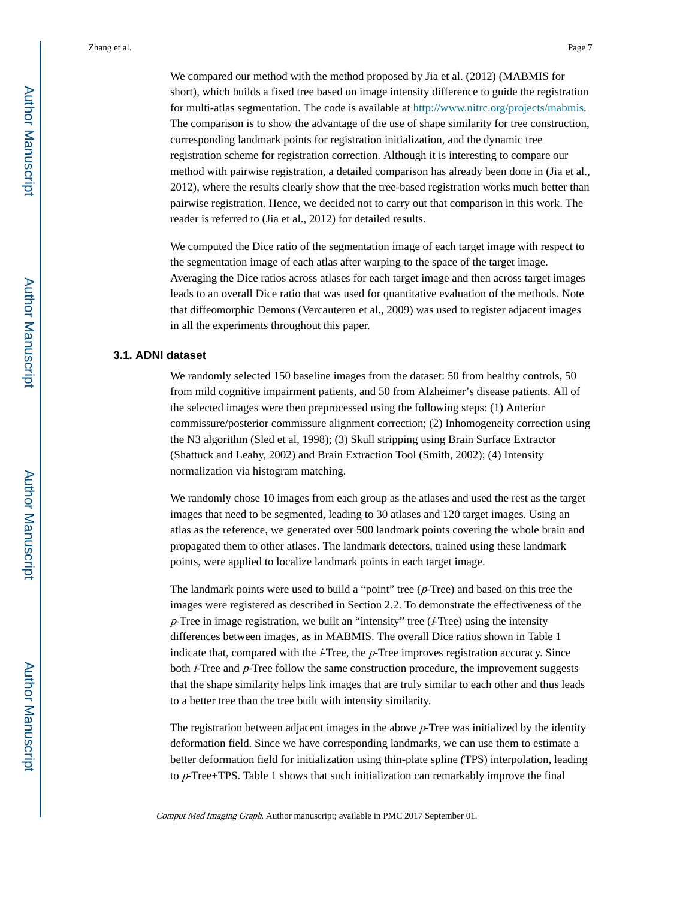We compared our method with the method proposed by Jia et al. (2012) (MABMIS for short), which builds a fixed tree based on image intensity difference to guide the registration for multi-atlas segmentation. The code is available at http://www.nitrc.org/projects/mabmis. The comparison is to show the advantage of the use of shape similarity for tree construction, corresponding landmark points for registration initialization, and the dynamic tree registration scheme for registration correction. Although it is interesting to compare our method with pairwise registration, a detailed comparison has already been done in (Jia et al., 2012), where the results clearly show that the tree-based registration works much better than pairwise registration. Hence, we decided not to carry out that comparison in this work. The reader is referred to (Jia et al., 2012) for detailed results.

We computed the Dice ratio of the segmentation image of each target image with respect to the segmentation image of each atlas after warping to the space of the target image. Averaging the Dice ratios across atlases for each target image and then across target images leads to an overall Dice ratio that was used for quantitative evaluation of the methods. Note that diffeomorphic Demons (Vercauteren et al., 2009) was used to register adjacent images in all the experiments throughout this paper.

### 3.1. ADNI dataset

We randomly selected 150 baseline images from the dataset: 50 from healthy controls, 50 from mild cognitive impairment patients, and 50 from Alzheimer's disease patients. All of the selected images were then preprocessed using the following steps: (1) Anterior commissure/posterior commissure alignment correction; (2) Inhomogeneity correction using the N3 algorithm (Sled et al, 1998); (3) Skull stripping using Brain Surface Extractor (Shattuck and Leahy, 2002) and Brain Extraction Tool (Smith, 2002); (4) Intensity normalization via histogram matching.

We randomly chose 10 images from each group as the atlases and used the rest as the target images that need to be segmented, leading to 30 atlases and 120 target images. Using an atlas as the reference, we generated over 500 landmark points covering the whole brain and propagated them to other atlases. The landmark detectors, trained using these landmark points, were applied to localize landmark points in each target image.

The landmark points were used to build a "point" tree (*p*-Tree) and based on this tree the images were registered as described in Section 2.2. To demonstrate the effectiveness of the *p*-Tree in image registration, we built an "intensity" tree (*i*-Tree) using the intensity differences between images, as in MABMIS. The overall Dice ratios shown in Table 1 indicate that, compared with the *i*-Tree, the *p*-Tree improves registration accuracy. Since both *i*-Tree and *p*-Tree follow the same construction procedure, the improvement suggests that the shape similarity helps link images that are truly similar to each other and thus leads to a better tree than the tree built with intensity similarity.

The registration between adjacent images in the above *p*-Tree was initialized by the identity deformation field. Since we have corresponding landmarks, we can use them to estimate a better deformation field for initialization using thin-plate spline (TPS) interpolation, leading to *p*-Tree+TPS. Table 1 shows that such initialization can remarkably improve the final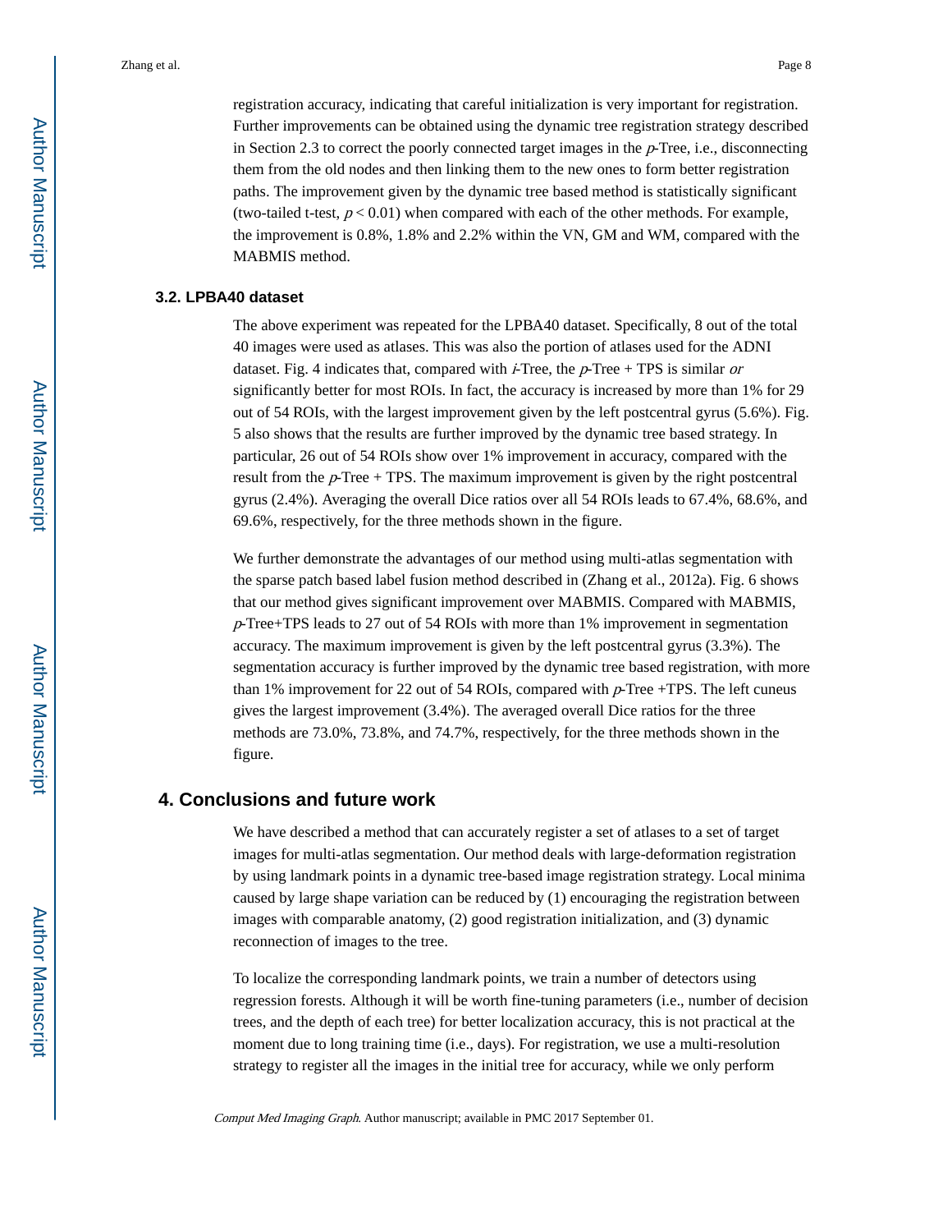registration accuracy, indicating that careful initialization is very important for registration. Further improvements can be obtained using the dynamic tree registration strategy described in Section 2.3 to correct the poorly connected target images in the *p*-Tree, i.e., disconnecting them from the old nodes and then linking them to the new ones to form better registration paths. The improvement given by the dynamic tree based method is statistically significant (two-tailed t-test, $p < 0.01$) when compared with each of the other methods. For example, the improvement is 0.8%, 1.8% and 2.2% within the VN, GM and WM, compared with the MABMIS method.

### 3.2. LPBA40 dataset

The above experiment was repeated for the LPBA40 dataset. Specifically, 8 out of the total 40 images were used as atlases. This was also the portion of atlases used for the ADNI dataset. Fig. 4 indicates that, compared with *i*-Tree, the *p*-Tree + TPS is similar *or* significantly better for most ROIs. In fact, the accuracy is increased by more than 1% for 29 out of 54 ROIs, with the largest improvement given by the left postcentral gyrus (5.6%). Fig. 5 also shows that the results are further improved by the dynamic tree based strategy. In particular, 26 out of 54 ROIs show over 1% improvement in accuracy, compared with the result from the *p*-Tree + TPS. The maximum improvement is given by the right postcentral gyrus (2.4%). Averaging the overall Dice ratios over all 54 ROIs leads to 67.4%, 68.6%, and 69.6%, respectively, for the three methods shown in the figure.

We further demonstrate the advantages of our method using multi-atlas segmentation with the sparse patch based label fusion method described in (Zhang et al., 2012a). Fig. 6 shows that our method gives significant improvement over MABMIS. Compared with MABMIS, *p*-Tree+TPS leads to 27 out of 54 ROIs with more than 1% improvement in segmentation accuracy. The maximum improvement is given by the left postcentral gyrus (3.3%). The segmentation accuracy is further improved by the dynamic tree based registration, with more than 1% improvement for 22 out of 54 ROIs, compared with *p*-Tree +TPS. The left cuneus gives the largest improvement (3.4%). The averaged overall Dice ratios for the three methods are 73.0%, 73.8%, and 74.7%, respectively, for the three methods shown in the figure.

## 4. Conclusions and future work

We have described a method that can accurately register a set of atlases to a set of target images for multi-atlas segmentation. Our method deals with large-deformation registration by using landmark points in a dynamic tree-based image registration strategy. Local minima caused by large shape variation can be reduced by (1) encouraging the registration between images with comparable anatomy, (2) good registration initialization, and (3) dynamic reconnection of images to the tree.

To localize the corresponding landmark points, we train a number of detectors using regression forests. Although it will be worth fine-tuning parameters (i.e., number of decision trees, and the depth of each tree) for better localization accuracy, this is not practical at the moment due to long training time (i.e., days). For registration, we use a multi-resolution strategy to register all the images in the initial tree for accuracy, while we only perform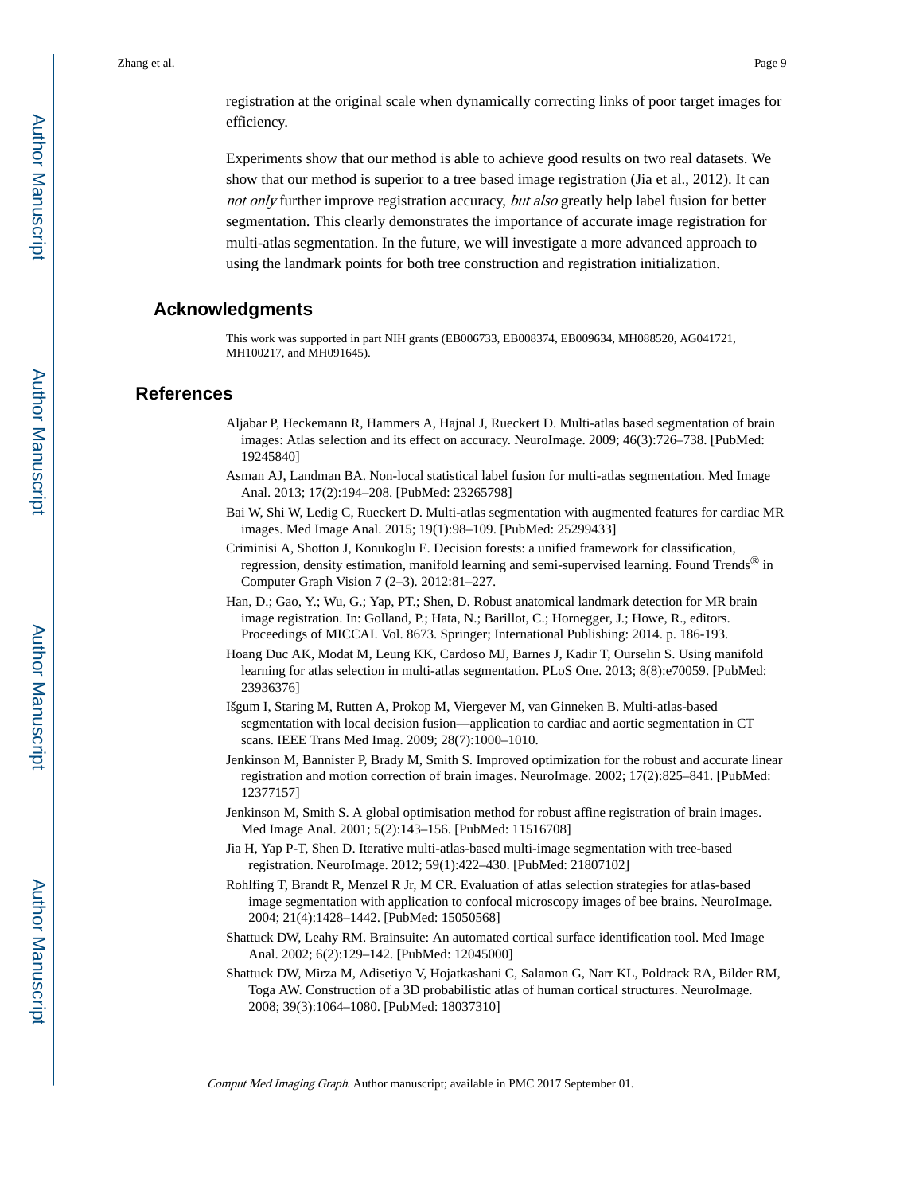registration at the original scale when dynamically correcting links of poor target images for efficiency.

Experiments show that our method is able to achieve good results on two real datasets. We show that our method is superior to a tree based image registration (Jia et al., 2012). It can *not only* further improve registration accuracy, *but also* greatly help label fusion for better segmentation. This clearly demonstrates the importance of accurate image registration for multi-atlas segmentation. In the future, we will investigate a more advanced approach to using the landmark points for both tree construction and registration initialization.

## Acknowledgments

This work was supported in part NIH grants (EB006733, EB008374, EB009634, MH088520, AG041721, MH100217, and MH091645).

## References

Aljabar P, Heckemann R, Hammers A, Hajnal J, Rueckert D. Multi-atlas based segmentation of brain images: Atlas selection and its effect on accuracy. NeuroImage. 2009; 46(3):726–738. [PubMed: 19245840]

Asman AJ, Landman BA. Non-local statistical label fusion for multi-atlas segmentation. Med Image Anal. 2013; 17(2):194–208. [PubMed: 23265798]

Bai W, Shi W, Ledig C, Rueckert D. Multi-atlas segmentation with augmented features for cardiac MR images. Med Image Anal. 2015; 19(1):98–109. [PubMed: 25299433]

Criminisi A, Shotton J, Konukoglu E. Decision forests: a unified framework for classification, regression, density estimation, manifold learning and semi-supervised learning. Found Trends® in Computer Graph Vision 7 (2–3). 2012:81–227.

Han, D.; Gao, Y.; Wu, G.; Yap, PT.; Shen, D. Robust anatomical landmark detection for MR brain image registration. In: Golland, P.; Hata, N.; Barillot, C.; Hornegger, J.; Howe, R., editors. Proceedings of MICCAI. Vol. 8673. Springer; International Publishing: 2014. p. 186-193.

Hoang Duc AK, Modat M, Leung KK, Cardoso MJ, Barnes J, Kadir T, Ourselin S. Using manifold learning for atlas selection in multi-atlas segmentation. PLoS One. 2013; 8(8):e70059. [PubMed: 23936376]

Išgum I, Staring M, Rutten A, Prokop M, Viergever M, van Ginneken B. Multi-atlas-based segmentation with local decision fusion—application to cardiac and aortic segmentation in CT scans. IEEE Trans Med Imag. 2009; 28(7):1000–1010.

Jenkinson M, Bannister P, Brady M, Smith S. Improved optimization for the robust and accurate linear registration and motion correction of brain images. NeuroImage. 2002; 17(2):825–841. [PubMed: 12377157]

Jenkinson M, Smith S. A global optimisation method for robust affine registration of brain images. Med Image Anal. 2001; 5(2):143–156. [PubMed: 11516708]

Jia H, Yap P-T, Shen D. Iterative multi-atlas-based multi-image segmentation with tree-based registration. NeuroImage. 2012; 59(1):422–430. [PubMed: 21807102]

Rohlfing T, Brandt R, Menzel R Jr, M CR. Evaluation of atlas selection strategies for atlas-based image segmentation with application to confocal microscopy images of bee brains. NeuroImage. 2004; 21(4):1428–1442. [PubMed: 15050568]

Shattuck DW, Leahy RM. Brainsuite: An automated cortical surface identification tool. Med Image Anal. 2002; 6(2):129–142. [PubMed: 12045000]

Shattuck DW, Mirza M, Adisetiyo V, Hojatkashani C, Salamon G, Narr KL, Poldrack RA, Bilder RM, Toga AW. Construction of a 3D probabilistic atlas of human cortical structures. NeuroImage. 2008; 39(3):1064–1080. [PubMed: 18037310]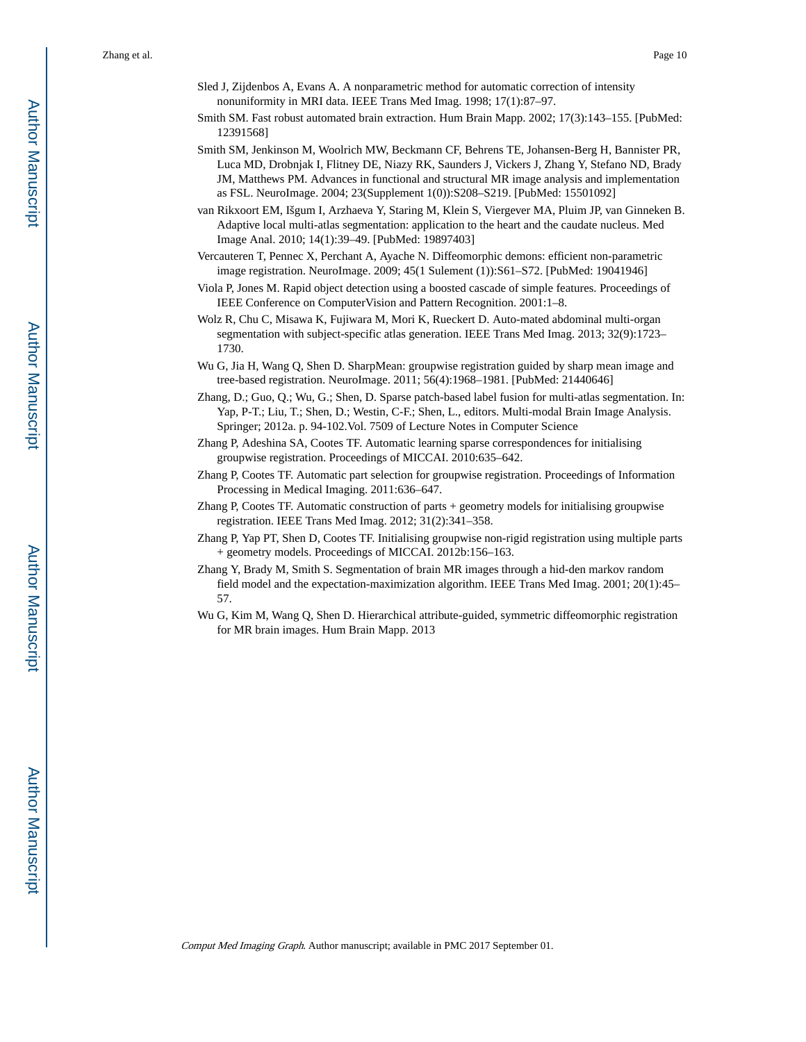Sled J, Zijdenbos A, Evans A. A nonparametric method for automatic correction of intensity nonuniformity in MRI data. IEEE Trans Med Imag. 1998; 17(1):87–97.

Smith SM. Fast robust automated brain extraction. Hum Brain Mapp. 2002; 17(3):143–155. [PubMed: 12391568]

Smith SM, Jenkinson M, Woolrich MW, Beckmann CF, Behrens TE, Johansen-Berg H, Bannister PR, Luca MD, Drobnjak I, Flitney DE, Niazy RK, Saunders J, Vickers J, Zhang Y, Stefano ND, Brady JM, Matthews PM. Advances in functional and structural MR image analysis and implementation as FSL. NeuroImage. 2004; 23(Supplement 1(0)):S208–S219. [PubMed: 15501092]

van Rikxoort EM, Išgum I, Arzhaeva Y, Staring M, Klein S, Viergever MA, Pluim JP, van Ginneken B. Adaptive local multi-atlas segmentation: application to the heart and the caudate nucleus. Med Image Anal. 2010; 14(1):39–49. [PubMed: 19897403]

Vercauteren T, Pennec X, Perchant A, Ayache N. Diffeomorphic demons: efficient non-parametric image registration. NeuroImage. 2009; 45(1 Sulement (1)):S61–S72. [PubMed: 19041946]

Viola P, Jones M. Rapid object detection using a boosted cascade of simple features. Proceedings of IEEE Conference on ComputerVision and Pattern Recognition. 2001:1–8.

Wolz R, Chu C, Misawa K, Fujiwara M, Mori K, Rueckert D. Auto-mated abdominal multi-organ segmentation with subject-specific atlas generation. IEEE Trans Med Imag. 2013; 32(9):1723–1730.

Wu G, Jia H, Wang Q, Shen D. SharpMean: groupwise registration guided by sharp mean image and tree-based registration. NeuroImage. 2011; 56(4):1968–1981. [PubMed: 21440646]

Zhang, D.; Guo, Q.; Wu, G.; Shen, D. Sparse patch-based label fusion for multi-atlas segmentation. In: Yap, P-T.; Liu, T.; Shen, D.; Westin, C-F.; Shen, L., editors. Multi-modal Brain Image Analysis. Springer; 2012a. p. 94-102.Vol. 7509 of Lecture Notes in Computer Science

Zhang P, Adeshina SA, Cootes TF. Automatic learning sparse correspondences for initialising groupwise registration. Proceedings of MICCAI. 2010:635–642.

Zhang P, Cootes TF. Automatic part selection for groupwise registration. Proceedings of Information Processing in Medical Imaging. 2011:636–647.

Zhang P, Cootes TF. Automatic construction of parts + geometry models for initialising groupwise registration. IEEE Trans Med Imag. 2012; 31(2):341–358.

Zhang P, Yap PT, Shen D, Cootes TF. Initialising groupwise non-rigid registration using multiple parts + geometry models. Proceedings of MICCAI. 2012b:156–163.

Zhang Y, Brady M, Smith S. Segmentation of brain MR images through a hid-den markov random field model and the expectation-maximization algorithm. IEEE Trans Med Imag. 2001; 20(1):45–57.

Wu G, Kim M, Wang Q, Shen D. Hierarchical attribute-guided, symmetric diffeomorphic registration for MR brain images. Hum Brain Mapp. 2013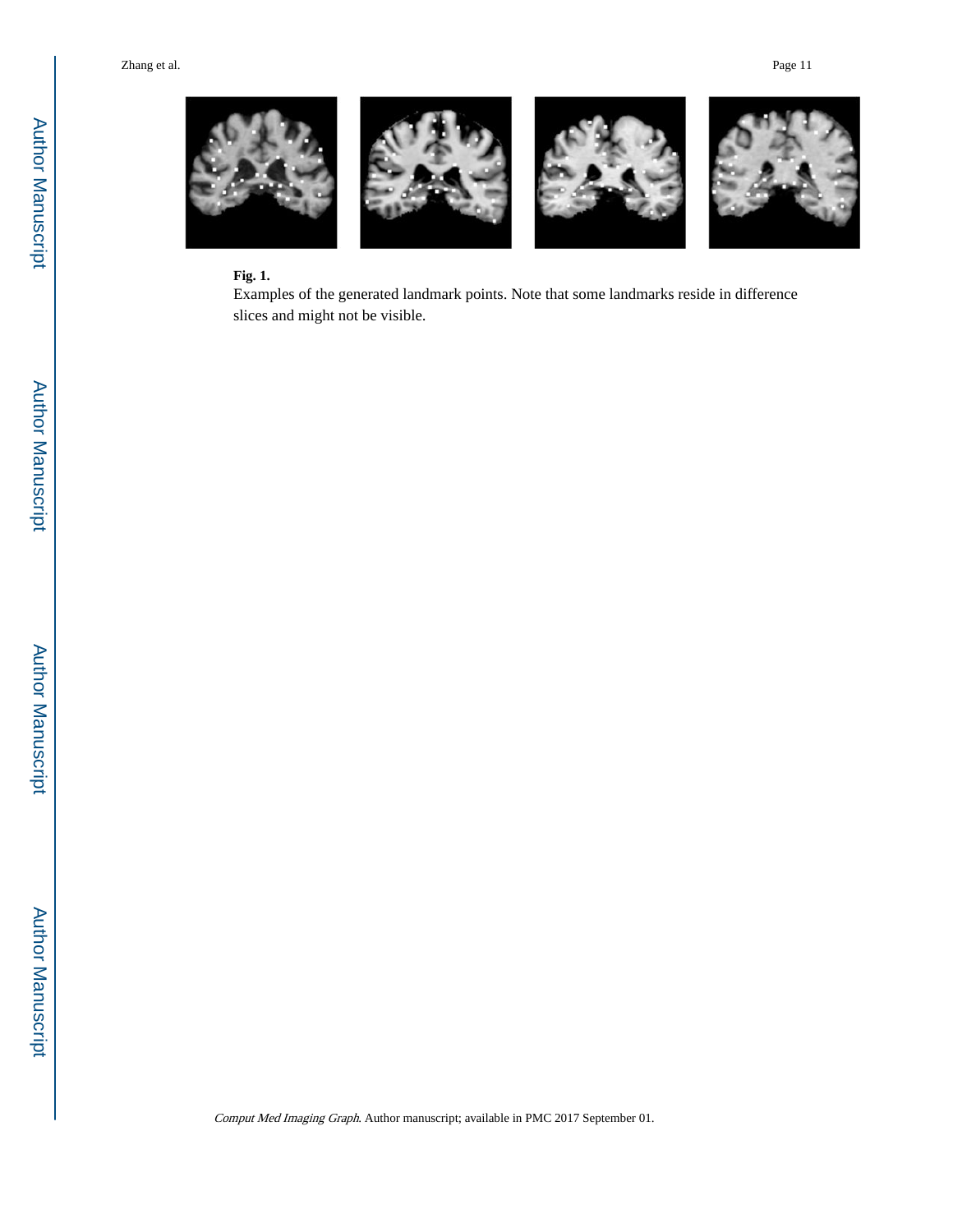**Fig. 1.**

Examples of the generated landmark points. Note that some landmarks reside in difference slices and might not be visible.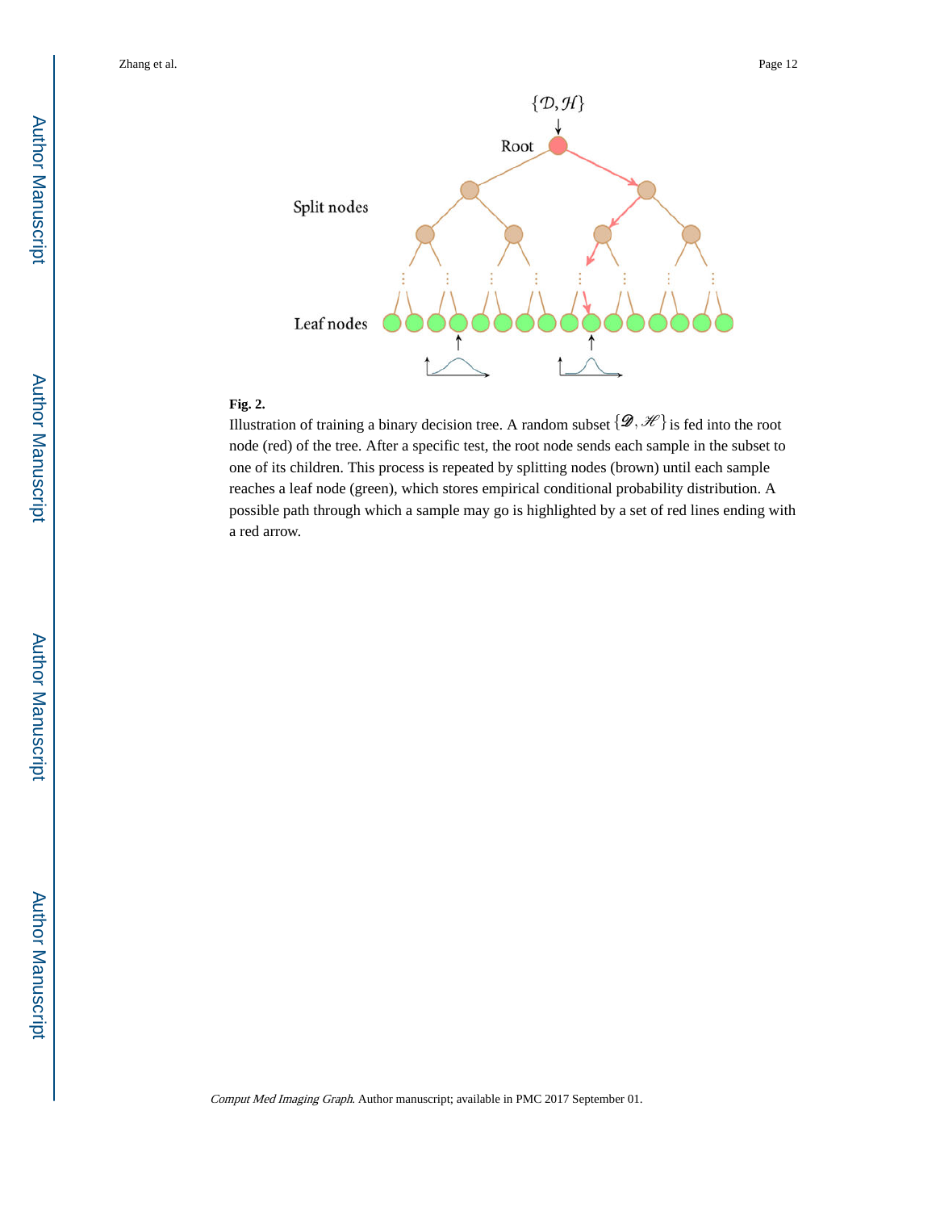{$\mathcal{D}, \mathcal{H}$}

Root

Split nodes

Leaf nodes

**Fig. 2.**

Illustration of training a binary decision tree. A random subset $\{\mathscr{D}, \mathscr{H}\}$ is fed into the root node (red) of the tree. After a specific test, the root node sends each sample in the subset to one of its children. This process is repeated by splitting nodes (brown) until each sample reaches a leaf node (green), which stores empirical conditional probability distribution. A possible path through which a sample may go is highlighted by a set of red lines ending with a red arrow.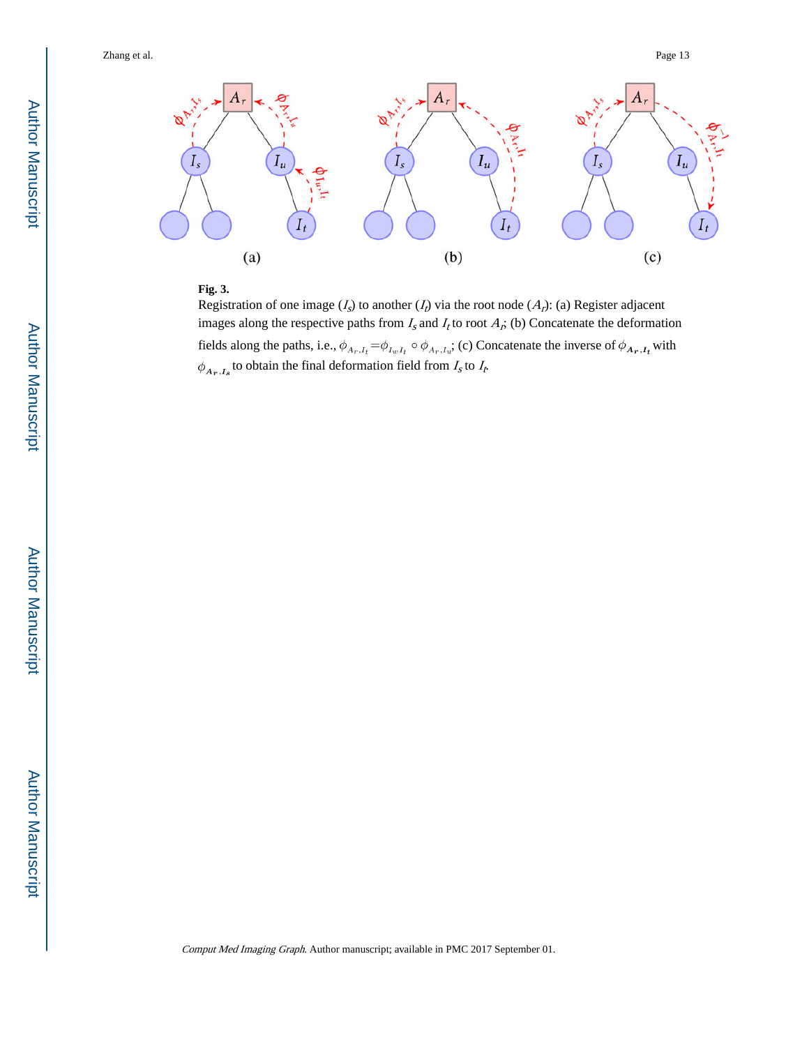(a)

(b)

(c)

**Fig. 3.**

Registration of one image ($I_s$) to another ($I_t$) via the root node ($A_r$): (a) Register adjacent images along the respective paths from $I_s$ and $I_t$ to root $A_r$; (b) Concatenate the deformation fields along the paths, i.e., $\phi_{A_r,I_t} = \phi_{I_u,I_t} \circ \phi_{A_r,I_u}$; (c) Concatenate the inverse of $\phi_{A_r,I_t}$ with $\phi_{A_r,I_s}$ to obtain the final deformation field from $I_s$ to $I_t$.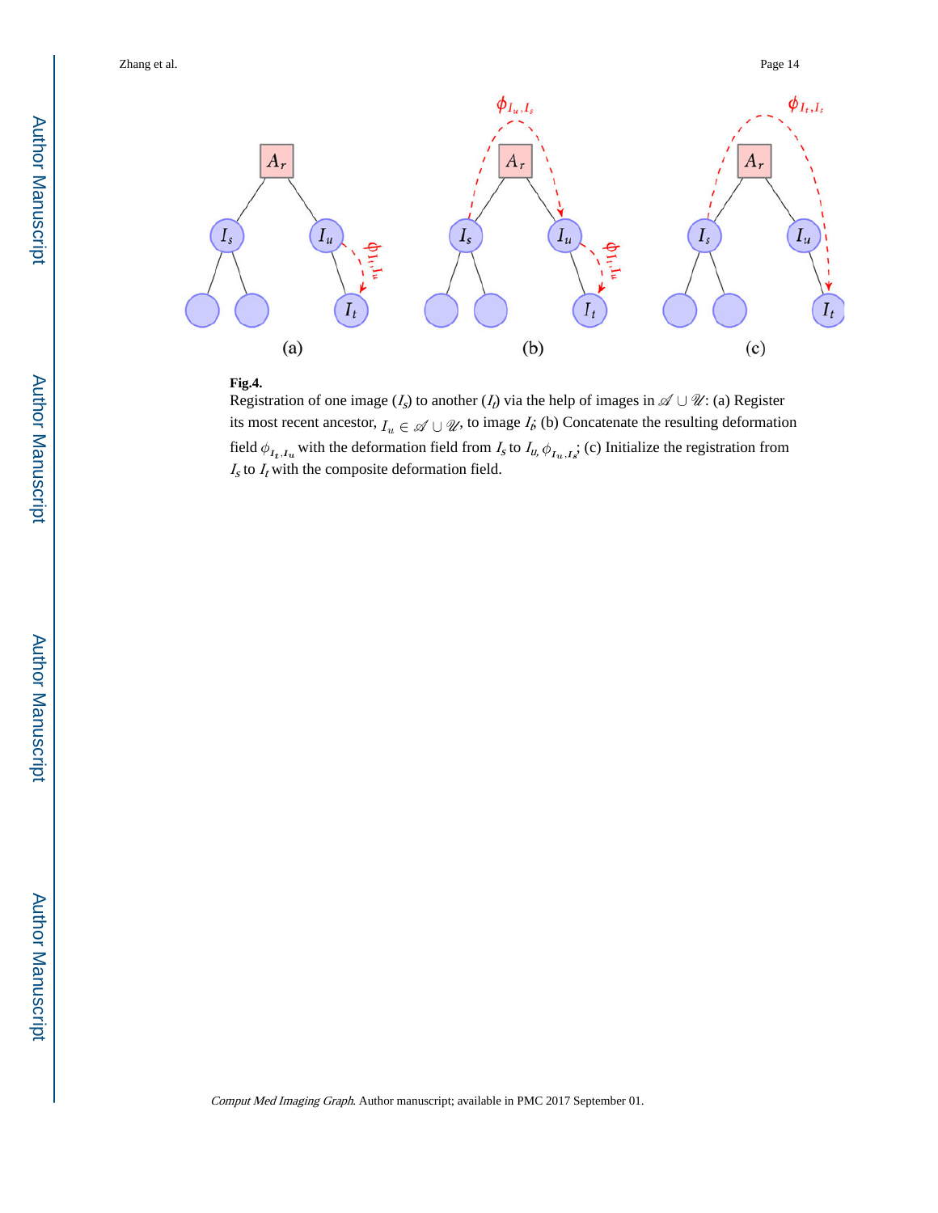$A_r$

$I_s$ $I_u$ $I_t$ $\phi_{I_t,I_u}$

(a)

$\phi_{I_u,I_s}$

$A_r$

$I_s$ $I_u$ $I_t$ $\phi_{I_t,I_u}$

(b)

$\phi_{I_t,I_s}$

$A_r$

$I_s$ $I_u$ $I_t$

(c)

**Fig.4.**

Registration of one image ($I_s$) to another ($I_t$) via the help of images in $\mathscr{A} \cup \mathscr{U}$: (a) Register its most recent ancestor, $I_u \in \mathscr{A} \cup \mathscr{U}$, to image $I_t$; (b) Concatenate the resulting deformation field $\phi_{I_t,I_u}$ with the deformation field from $I_s$ to $I_u$, $\phi_{I_u,I_s}$; (c) Initialize the registration from $I_s$ to $I_t$ with the composite deformation field.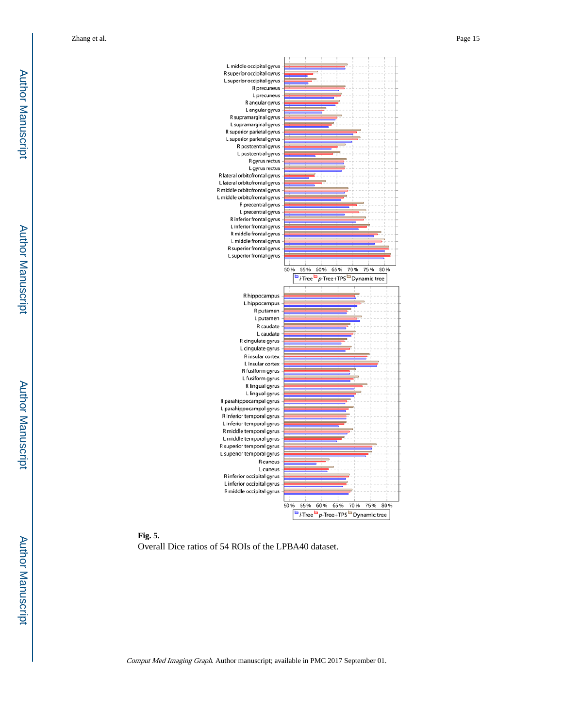L middle occipital gyrus
R superior occipital gyrus
L superior occipital gyrus
R precuneus
L precuneus
R angular gyrus
L angular gyrus
R supramarginal gyrus
L supramarginal gyrus
R superior parietal gyrus
L superior parietal gyrus
R postcentral gyrus
L postcentral gyrus
R gyrus rectus
L gyrus rectus
R lateral orbitofrontal gyrus
L lateral orbitofrontal gyrus
R middle orbitofrontal gyrus
L middle orbitofrontal gyrus
R precentral gyrus
L precentral gyrus
R inferior frontal gyrus
L inferior frontal gyrus
R middle frontal gyrus
L middle frontal gyrus
R superior frontal gyrus
L superior frontal gyrus

50 % 55 % 60 % 65 % 70 % 75 % 80 %

*i*-Tree *p*-Tree+TPS Dynamic tree

R hippocampus
L hippocampus
R putamen
L putamen
R caudate
L caudate
R cingulate gyrus
L cingulate gyrus
R insular cortex
L insular cortex
R fusiform gyrus
L fusiform gyrus
R lingual gyrus
L lingual gyrus
R parahippocampal gyrus
L parahippocampal gyrus
R inferior temporal gyrus
L inferior temporal gyrus
R middle temporal gyrus
L middle temporal gyrus
R superior temporal gyrus
L superior temporal gyrus
R cuneus
L cuneus
R inferior occipital gyrus
L inferior occipital gyrus
R middle occipital gyrus

50 % 55 % 60 % 65 % 70 % 75 % 80 %

*i*-Tree *p*-Tree+TPS Dynamic tree

**Fig. 5.**

Overall Dice ratios of 54 ROIs of the LPBA40 dataset.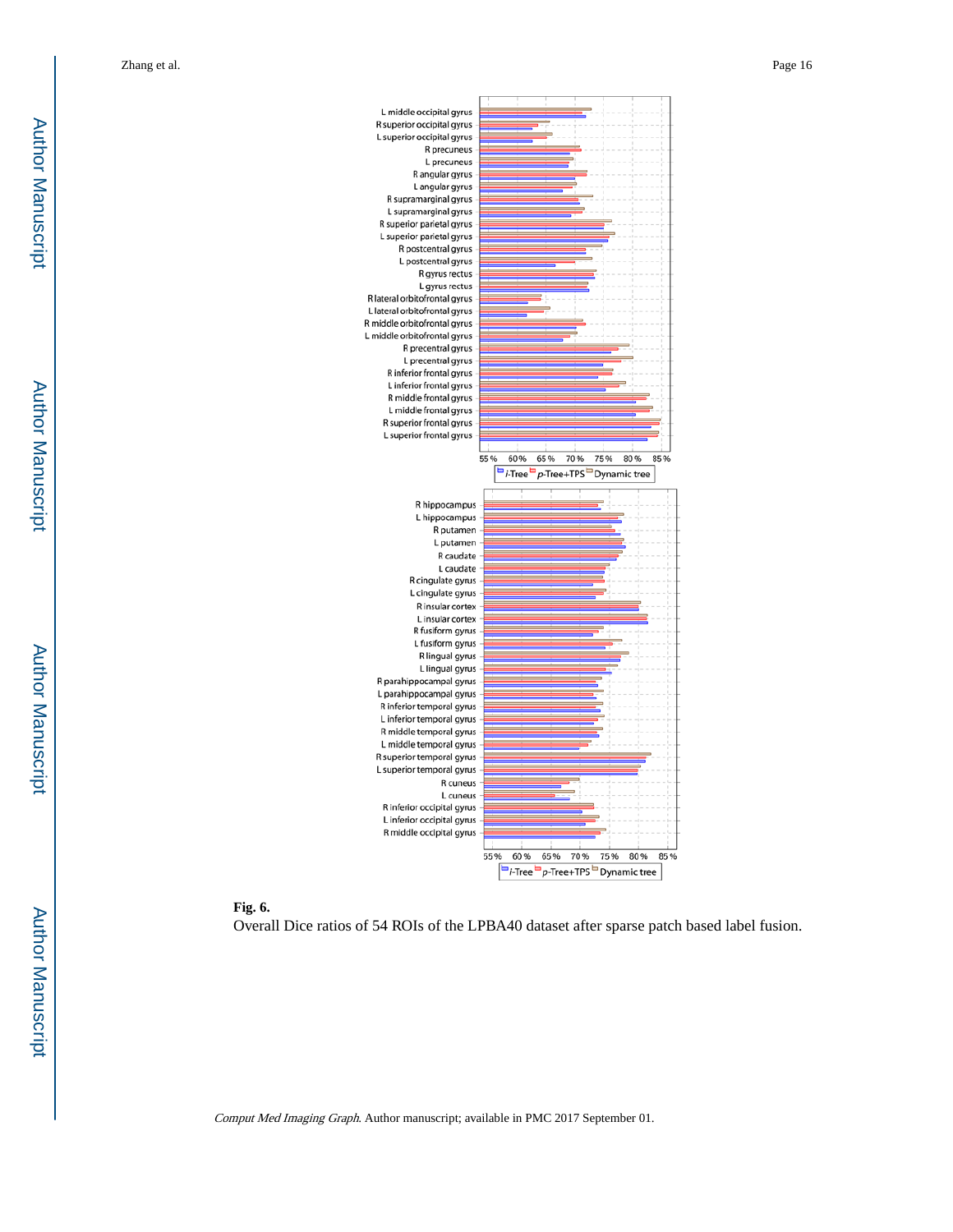L middle occipital gyrus
R superior occipital gyrus
L superior occipital gyrus
R precuneus
L precuneus
R angular gyrus
L angular gyrus
R supramarginal gyrus
L supramarginal gyrus
R superior parietal gyrus
L superior parietal gyrus
R postcentral gyrus
L postcentral gyrus
R gyrus rectus
L gyrus rectus
R lateral orbitofrontal gyrus
L lateral orbitofrontal gyrus
R middle orbitofrontal gyrus
L middle orbitofrontal gyrus
R precentral gyrus
L precentral gyrus
R inferior frontal gyrus
L inferior frontal gyrus
R middle frontal gyrus
L middle frontal gyrus
R superior frontal gyrus
L superior frontal gyrus

55 % 60 % 65 % 70 % 75 % 80 % 85 %

*i*-Tree *p*-Tree+TPS Dynamic tree

R hippocampus
L hippocampus
R putamen
L putamen
R caudate
L caudate
R cingulate gyrus
L cingulate gyrus
R insular cortex
L insular cortex
R fusiform gyrus
L fusiform gyrus
R lingual gyrus
L lingual gyrus
R parahippocampal gyrus
L parahippocampal gyrus
R inferior temporal gyrus
L inferior temporal gyrus
R middle temporal gyrus
L middle temporal gyrus
R superior temporal gyrus
L superior temporal gyrus
R cuneus
L cuneus
R inferior occipital gyrus
L inferior occipital gyrus
R middle occipital gyrus

55 % 60 % 65 % 70 % 75 % 80 % 85 %

*i*-Tree *p*-Tree+TPS Dynamic tree

**Fig. 6.**

Overall Dice ratios of 54 ROIs of the LPBA40 dataset after sparse patch based label fusion.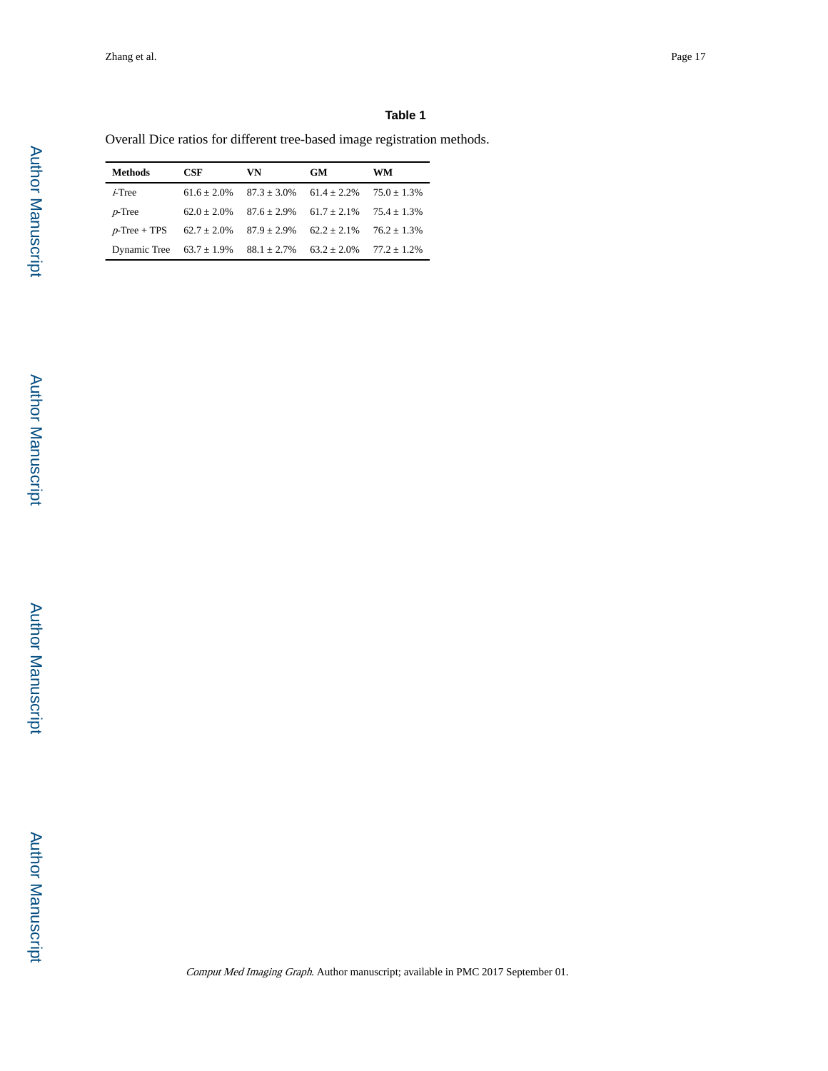## Table 1

Overall Dice ratios for different tree-based image registration methods.

| Methods | CSF | VN | GM | WM |
| --- | --- | --- | --- | --- |
| *i*-Tree | 61.6 ± 2.0% | 87.3 ± 3.0% | 61.4 ± 2.2% | 75.0 ± 1.3% |
| *p*-Tree | 62.0 ± 2.0% | 87.6 ± 2.9% | 61.7 ± 2.1% | 75.4 ± 1.3% |
| *p*-Tree + TPS | 62.7 ± 2.0% | 87.9 ± 2.9% | 62.2 ± 2.1% | 76.2 ± 1.3% |
| Dynamic Tree | 63.7 ± 1.9% | 88.1 ± 2.7% | 63.2 ± 2.0% | 77.2 ± 1.2% |